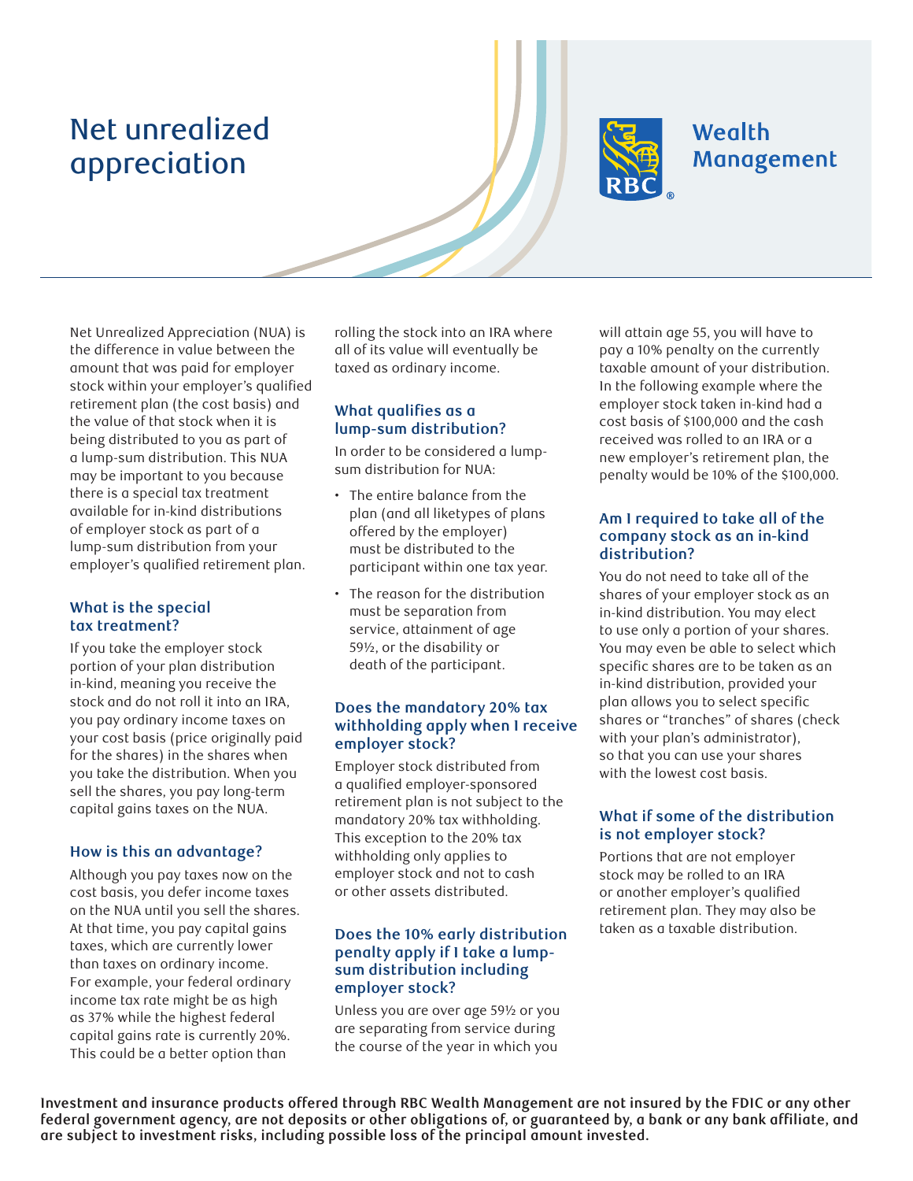# Net unrealized appreciation

Wealth Management

Net Unrealized Appreciation (NUA) is the difference in value between the amount that was paid for employer stock within your employer's qualified retirement plan (the cost basis) and the value of that stock when it is being distributed to you as part of a lump-sum distribution. This NUA may be important to you because there is a special tax treatment available for in-kind distributions of employer stock as part of a lump-sum distribution from your employer's qualified retirement plan.

### What is the special tax treatment?

If you take the employer stock portion of your plan distribution in-kind, meaning you receive the stock and do not roll it into an IRA, you pay ordinary income taxes on your cost basis (price originally paid for the shares) in the shares when you take the distribution. When you sell the shares, you pay long-term capital gains taxes on the NUA.

### How is this an advantage?

Although you pay taxes now on the cost basis, you defer income taxes on the NUA until you sell the shares. At that time, you pay capital gains taxes, which are currently lower than taxes on ordinary income. For example, your federal ordinary income tax rate might be as high as 37% while the highest federal capital gains rate is currently 20%. This could be a better option than rolling the stock into an IRA where all of its value will eventually be taxed as ordinary income.

### What qualifies as a lump-sum distribution?

In order to be considered a lump-sum distribution for NUA:

- The entire balance from the plan (and all liketypes of plans offered by the employer) must be distributed to the participant within one tax year.
- The reason for the distribution must be separation from service, attainment of age 59½, or the disability or death of the participant.

### Does the mandatory 20% tax withholding apply when I receive employer stock?

Employer stock distributed from a qualified employer-sponsored retirement plan is not subject to the mandatory 20% tax withholding. This exception to the 20% tax withholding only applies to employer stock and not to cash or other assets distributed.

### Does the 10% early distribution penalty apply if I take a lump-sum distribution including employer stock?

Unless you are over age 59½ or you are separating from service during the course of the year in which you will attain age 55, you will have to pay a 10% penalty on the currently taxable amount of your distribution. In the following example where the employer stock taken in-kind had a cost basis of $100,000 and the cash received was rolled to an IRA or a new employer's retirement plan, the penalty would be 10% of the $100,000.

### Am I required to take all of the company stock as an in-kind distribution?

You do not need to take all of the shares of your employer stock as an in-kind distribution. You may elect to use only a portion of your shares. You may even be able to select which specific shares are to be taken as an in-kind distribution, provided your plan allows you to select specific shares or "tranches" of shares (check with your plan's administrator), so that you can use your shares with the lowest cost basis.

### What if some of the distribution is not employer stock?

Portions that are not employer stock may be rolled to an IRA or another employer's qualified retirement plan. They may also be taken as a taxable distribution.

**Investment and insurance products offered through RBC Wealth Management are not insured by the FDIC or any other federal government agency, are not deposits or other obligations of, or guaranteed by, a bank or any bank affiliate, and are subject to investment risks, including possible loss of the principal amount invested.**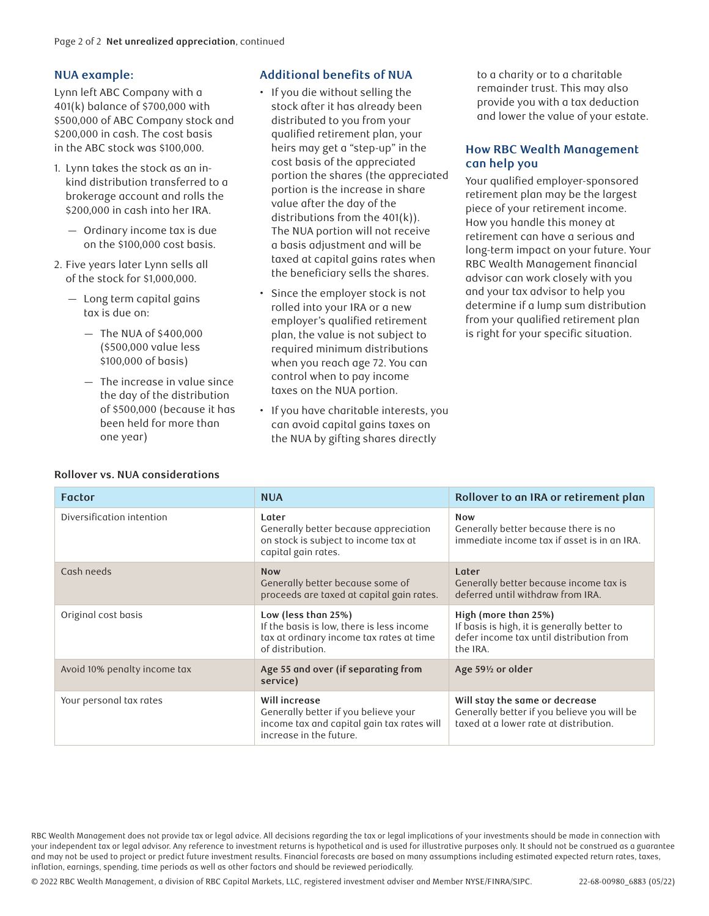## NUA example:

Lynn left ABC Company with a 401(k) balance of $700,000 with $500,000 of ABC Company stock and $200,000 in cash. The cost basis in the ABC stock was $100,000.

1. Lynn takes the stock as an in-kind distribution transferred to a brokerage account and rolls the $200,000 in cash into her IRA.
   - Ordinary income tax is due on the $100,000 cost basis.
2. Five years later Lynn sells all of the stock for $1,000,000.
   - Long term capital gains tax is due on:
     - The NUA of $400,000 ($500,000 value less $100,000 of basis)
     - The increase in value since the day of the distribution of $500,000 (because it has been held for more than one year)

## Additional benefits of NUA

- If you die without selling the stock after it has already been distributed to you from your qualified retirement plan, your heirs may get a "step-up" in the cost basis of the appreciated portion the shares (the appreciated portion is the increase in share value after the day of the distributions from the 401(k)). The NUA portion will not receive a basis adjustment and will be taxed at capital gains rates when the beneficiary sells the shares.
- Since the employer stock is not rolled into your IRA or a new employer's qualified retirement plan, the value is not subject to required minimum distributions when you reach age 72. You can control when to pay income taxes on the NUA portion.
- If you have charitable interests, you can avoid capital gains taxes on the NUA by gifting shares directly to a charity or to a charitable remainder trust. This may also provide you with a tax deduction and lower the value of your estate.

## How RBC Wealth Management can help you

Your qualified employer-sponsored retirement plan may be the largest piece of your retirement income. How you handle this money at retirement can have a serious and long-term impact on your future. Your RBC Wealth Management financial advisor can work closely with you and your tax advisor to help you determine if a lump sum distribution from your qualified retirement plan is right for your specific situation.

### Rollover vs. NUA considerations

| Factor | NUA | Rollover to an IRA or retirement plan |
|---|---|---|
| Diversification intention | **Later**<br>Generally better because appreciation on stock is subject to income tax at capital gain rates. | **Now**<br>Generally better because there is no immediate income tax if asset is in an IRA. |
| Cash needs | **Now**<br>Generally better because some of proceeds are taxed at capital gain rates. | **Later**<br>Generally better because income tax is deferred until withdraw from IRA. |
| Original cost basis | **Low (less than 25%)**<br>If the basis is low, there is less income tax at ordinary income tax rates at time of distribution. | **High (more than 25%)**<br>If basis is high, it is generally better to defer income tax until distribution from the IRA. |
| Avoid 10% penalty income tax | **Age 55 and over (if separating from service)** | **Age 59½ or older** |
| Your personal tax rates | **Will increase**<br>Generally better if you believe your income tax and capital gain tax rates will increase in the future. | **Will stay the same or decrease**<br>Generally better if you believe you will be taxed at a lower rate at distribution. |

RBC Wealth Management does not provide tax or legal advice. All decisions regarding the tax or legal implications of your investments should be made in connection with your independent tax or legal advisor. Any reference to investment returns is hypothetical and is used for illustrative purposes only. It should not be construed as a guarantee and may not be used to project or predict future investment results. Financial forecasts are based on many assumptions including estimated expected return rates, taxes, inflation, earnings, spending, time periods as well as other factors and should be reviewed periodically.

© 2022 RBC Wealth Management, a division of RBC Capital Markets, LLC, registered investment adviser and Member NYSE/FINRA/SIPC. 22-68-00980_6883 (05/22)